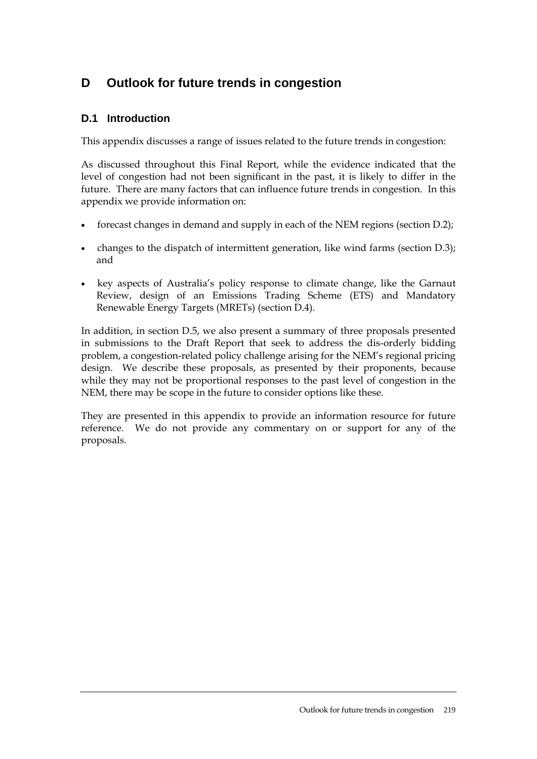# D Outlook for future trends in congestion

## D.1 Introduction

This appendix discusses a range of issues related to the future trends in congestion:

As discussed throughout this Final Report, while the evidence indicated that the level of congestion had not been significant in the past, it is likely to differ in the future. There are many factors that can influence future trends in congestion. In this appendix we provide information on:

- forecast changes in demand and supply in each of the NEM regions (section D.2);
- changes to the dispatch of intermittent generation, like wind farms (section D.3); and
- key aspects of Australia's policy response to climate change, like the Garnaut Review, design of an Emissions Trading Scheme (ETS) and Mandatory Renewable Energy Targets (MRETs) (section D.4).

In addition, in section D.5, we also present a summary of three proposals presented in submissions to the Draft Report that seek to address the dis-orderly bidding problem, a congestion-related policy challenge arising for the NEM's regional pricing design. We describe these proposals, as presented by their proponents, because while they may not be proportional responses to the past level of congestion in the NEM, there may be scope in the future to consider options like these.

They are presented in this appendix to provide an information resource for future reference. We do not provide any commentary on or support for any of the proposals.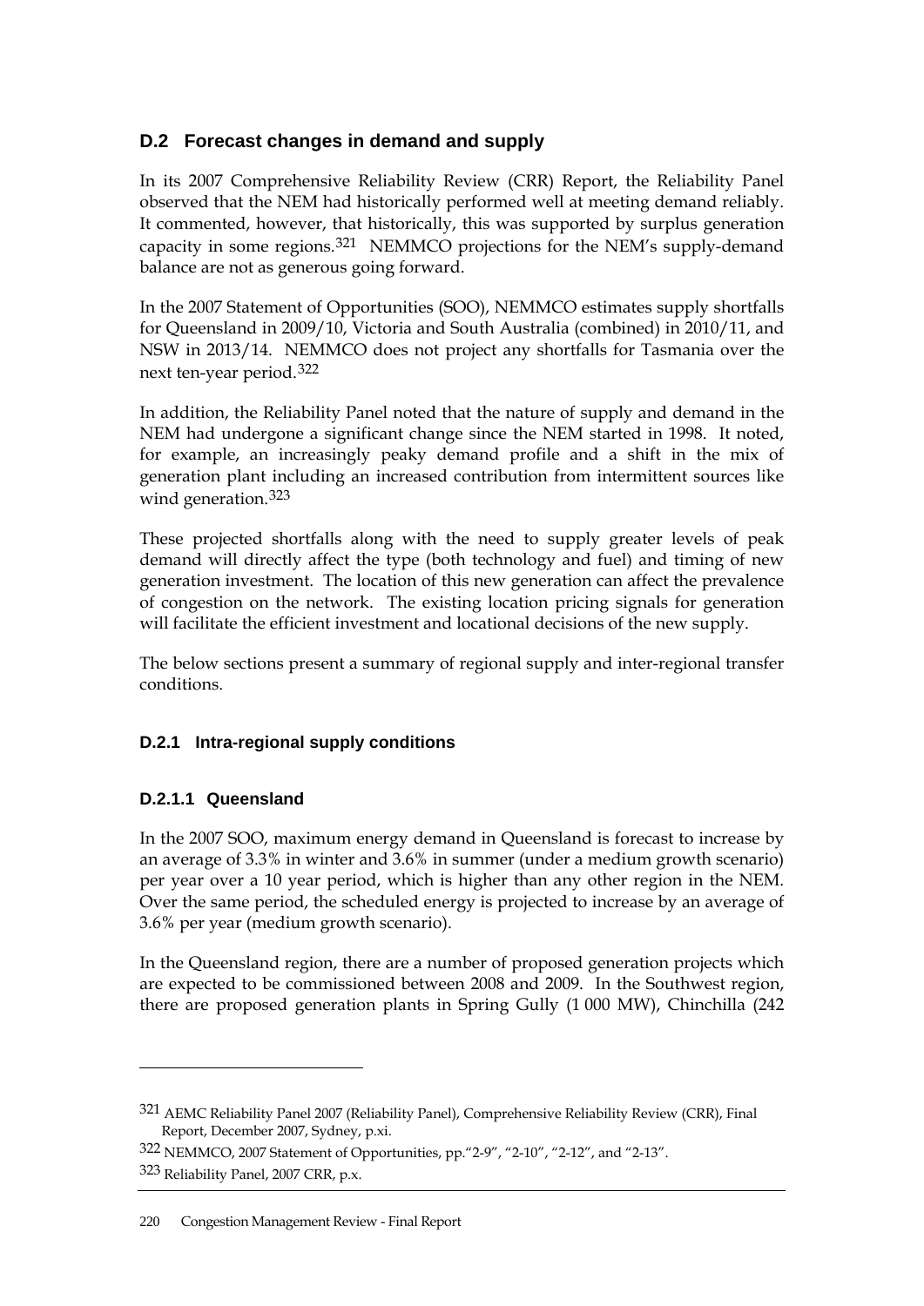## D.2 Forecast changes in demand and supply

In its 2007 Comprehensive Reliability Review (CRR) Report, the Reliability Panel observed that the NEM had historically performed well at meeting demand reliably. It commented, however, that historically, this was supported by surplus generation capacity in some regions.[321] NEMMCO projections for the NEM's supply-demand balance are not as generous going forward.

In the 2007 Statement of Opportunities (SOO), NEMMCO estimates supply shortfalls for Queensland in 2009/10, Victoria and South Australia (combined) in 2010/11, and NSW in 2013/14. NEMMCO does not project any shortfalls for Tasmania over the next ten-year period.[322]

In addition, the Reliability Panel noted that the nature of supply and demand in the NEM had undergone a significant change since the NEM started in 1998. It noted, for example, an increasingly peaky demand profile and a shift in the mix of generation plant including an increased contribution from intermittent sources like wind generation.[323]

These projected shortfalls along with the need to supply greater levels of peak demand will directly affect the type (both technology and fuel) and timing of new generation investment. The location of this new generation can affect the prevalence of congestion on the network. The existing location pricing signals for generation will facilitate the efficient investment and locational decisions of the new supply.

The below sections present a summary of regional supply and inter-regional transfer conditions.

### D.2.1 Intra-regional supply conditions

#### D.2.1.1 Queensland

In the 2007 SOO, maximum energy demand in Queensland is forecast to increase by an average of 3.3% in winter and 3.6% in summer (under a medium growth scenario) per year over a 10 year period, which is higher than any other region in the NEM. Over the same period, the scheduled energy is projected to increase by an average of 3.6% per year (medium growth scenario).

In the Queensland region, there are a number of proposed generation projects which are expected to be commissioned between 2008 and 2009. In the Southwest region, there are proposed generation plants in Spring Gully (1 000 MW), Chinchilla (242

---

[321] AEMC Reliability Panel 2007 (Reliability Panel), Comprehensive Reliability Review (CRR), Final Report, December 2007, Sydney, p.xi.

[322] NEMMCO, 2007 Statement of Opportunities, pp."2-9", "2-10", "2-12", and "2-13".

[323] Reliability Panel, 2007 CRR, p.x.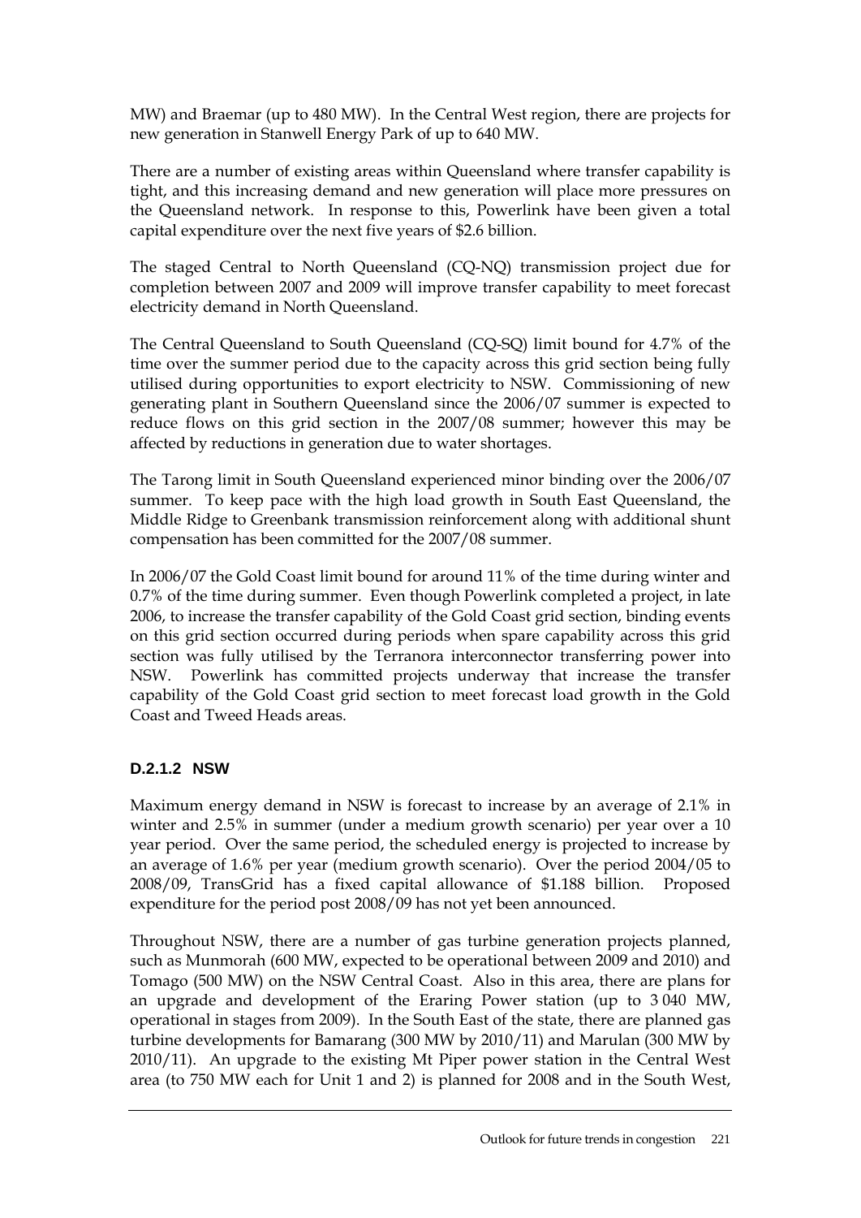MW) and Braemar (up to 480 MW). In the Central West region, there are projects for new generation in Stanwell Energy Park of up to 640 MW.

There are a number of existing areas within Queensland where transfer capability is tight, and this increasing demand and new generation will place more pressures on the Queensland network. In response to this, Powerlink have been given a total capital expenditure over the next five years of $2.6 billion.

The staged Central to North Queensland (CQ-NQ) transmission project due for completion between 2007 and 2009 will improve transfer capability to meet forecast electricity demand in North Queensland.

The Central Queensland to South Queensland (CQ-SQ) limit bound for 4.7% of the time over the summer period due to the capacity across this grid section being fully utilised during opportunities to export electricity to NSW. Commissioning of new generating plant in Southern Queensland since the 2006/07 summer is expected to reduce flows on this grid section in the 2007/08 summer; however this may be affected by reductions in generation due to water shortages.

The Tarong limit in South Queensland experienced minor binding over the 2006/07 summer. To keep pace with the high load growth in South East Queensland, the Middle Ridge to Greenbank transmission reinforcement along with additional shunt compensation has been committed for the 2007/08 summer.

In 2006/07 the Gold Coast limit bound for around 11% of the time during winter and 0.7% of the time during summer. Even though Powerlink completed a project, in late 2006, to increase the transfer capability of the Gold Coast grid section, binding events on this grid section occurred during periods when spare capability across this grid section was fully utilised by the Terranora interconnector transferring power into NSW. Powerlink has committed projects underway that increase the transfer capability of the Gold Coast grid section to meet forecast load growth in the Gold Coast and Tweed Heads areas.

#### D.2.1.2 NSW

Maximum energy demand in NSW is forecast to increase by an average of 2.1% in winter and 2.5% in summer (under a medium growth scenario) per year over a 10 year period. Over the same period, the scheduled energy is projected to increase by an average of 1.6% per year (medium growth scenario). Over the period 2004/05 to 2008/09, TransGrid has a fixed capital allowance of $1.188 billion. Proposed expenditure for the period post 2008/09 has not yet been announced.

Throughout NSW, there are a number of gas turbine generation projects planned, such as Munmorah (600 MW, expected to be operational between 2009 and 2010) and Tomago (500 MW) on the NSW Central Coast. Also in this area, there are plans for an upgrade and development of the Eraring Power station (up to 3 040 MW, operational in stages from 2009). In the South East of the state, there are planned gas turbine developments for Bamarang (300 MW by 2010/11) and Marulan (300 MW by 2010/11). An upgrade to the existing Mt Piper power station in the Central West area (to 750 MW each for Unit 1 and 2) is planned for 2008 and in the South West,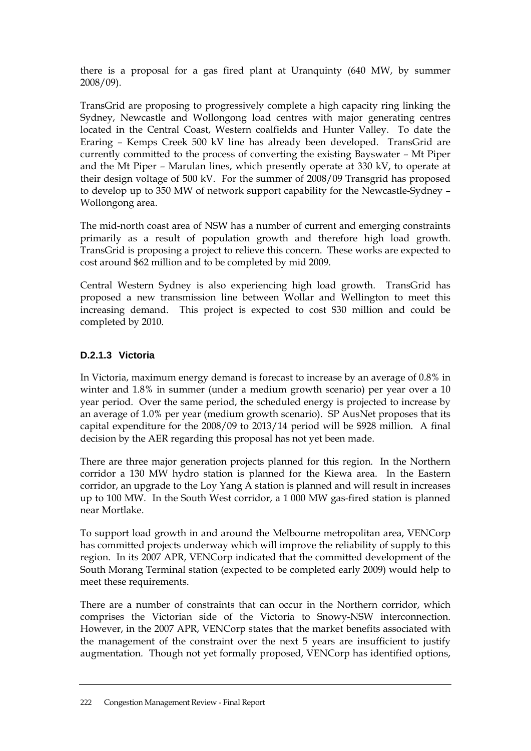there is a proposal for a gas fired plant at Uranquinty (640 MW, by summer 2008/09).

TransGrid are proposing to progressively complete a high capacity ring linking the Sydney, Newcastle and Wollongong load centres with major generating centres located in the Central Coast, Western coalfields and Hunter Valley. To date the Eraring – Kemps Creek 500 kV line has already been developed. TransGrid are currently committed to the process of converting the existing Bayswater – Mt Piper and the Mt Piper – Marulan lines, which presently operate at 330 kV, to operate at their design voltage of 500 kV. For the summer of 2008/09 Transgrid has proposed to develop up to 350 MW of network support capability for the Newcastle-Sydney – Wollongong area.

The mid-north coast area of NSW has a number of current and emerging constraints primarily as a result of population growth and therefore high load growth. TransGrid is proposing a project to relieve this concern. These works are expected to cost around $62 million and to be completed by mid 2009.

Central Western Sydney is also experiencing high load growth. TransGrid has proposed a new transmission line between Wollar and Wellington to meet this increasing demand. This project is expected to cost $30 million and could be completed by 2010.

#### D.2.1.3 Victoria

In Victoria, maximum energy demand is forecast to increase by an average of 0.8% in winter and 1.8% in summer (under a medium growth scenario) per year over a 10 year period. Over the same period, the scheduled energy is projected to increase by an average of 1.0% per year (medium growth scenario). SP AusNet proposes that its capital expenditure for the 2008/09 to 2013/14 period will be $928 million. A final decision by the AER regarding this proposal has not yet been made.

There are three major generation projects planned for this region. In the Northern corridor a 130 MW hydro station is planned for the Kiewa area. In the Eastern corridor, an upgrade to the Loy Yang A station is planned and will result in increases up to 100 MW. In the South West corridor, a 1 000 MW gas-fired station is planned near Mortlake.

To support load growth in and around the Melbourne metropolitan area, VENCorp has committed projects underway which will improve the reliability of supply to this region. In its 2007 APR, VENCorp indicated that the committed development of the South Morang Terminal station (expected to be completed early 2009) would help to meet these requirements.

There are a number of constraints that can occur in the Northern corridor, which comprises the Victorian side of the Victoria to Snowy-NSW interconnection. However, in the 2007 APR, VENCorp states that the market benefits associated with the management of the constraint over the next 5 years are insufficient to justify augmentation. Though not yet formally proposed, VENCorp has identified options,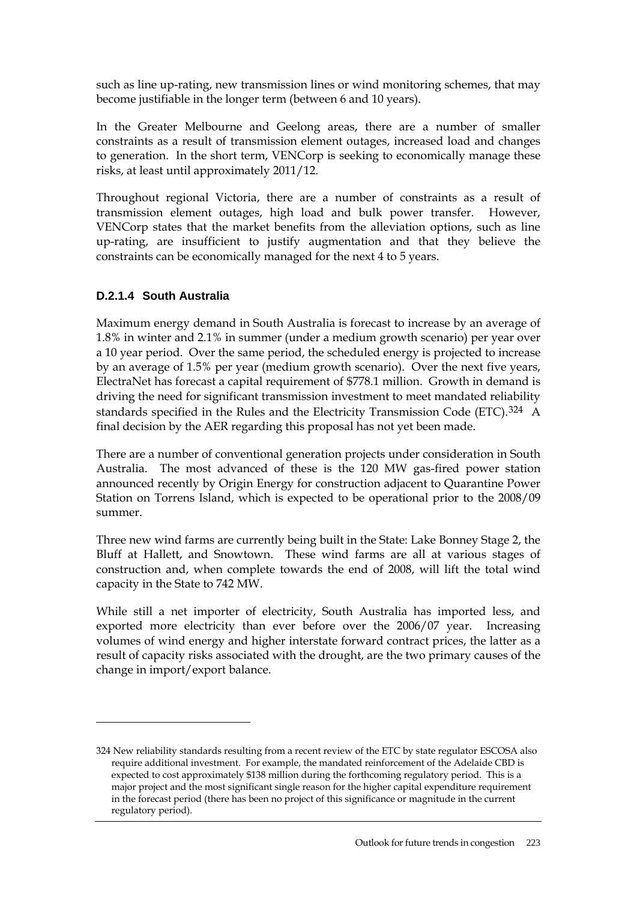such as line up-rating, new transmission lines or wind monitoring schemes, that may become justifiable in the longer term (between 6 and 10 years).

In the Greater Melbourne and Geelong areas, there are a number of smaller constraints as a result of transmission element outages, increased load and changes to generation. In the short term, VENCorp is seeking to economically manage these risks, at least until approximately 2011/12.

Throughout regional Victoria, there are a number of constraints as a result of transmission element outages, high load and bulk power transfer. However, VENCorp states that the market benefits from the alleviation options, such as line up-rating, are insufficient to justify augmentation and that they believe the constraints can be economically managed for the next 4 to 5 years.

#### D.2.1.4 South Australia

Maximum energy demand in South Australia is forecast to increase by an average of 1.8% in winter and 2.1% in summer (under a medium growth scenario) per year over a 10 year period. Over the same period, the scheduled energy is projected to increase by an average of 1.5% per year (medium growth scenario). Over the next five years, ElectraNet has forecast a capital requirement of $778.1 million. Growth in demand is driving the need for significant transmission investment to meet mandated reliability standards specified in the Rules and the Electricity Transmission Code (ETC).[324] A final decision by the AER regarding this proposal has not yet been made.

There are a number of conventional generation projects under consideration in South Australia. The most advanced of these is the 120 MW gas-fired power station announced recently by Origin Energy for construction adjacent to Quarantine Power Station on Torrens Island, which is expected to be operational prior to the 2008/09 summer.

Three new wind farms are currently being built in the State: Lake Bonney Stage 2, the Bluff at Hallett, and Snowtown. These wind farms are all at various stages of construction and, when complete towards the end of 2008, will lift the total wind capacity in the State to 742 MW.

While still a net importer of electricity, South Australia has imported less, and exported more electricity than ever before over the 2006/07 year. Increasing volumes of wind energy and higher interstate forward contract prices, the latter as a result of capacity risks associated with the drought, are the two primary causes of the change in import/export balance.

---

324 New reliability standards resulting from a recent review of the ETC by state regulator ESCOSA also require additional investment. For example, the mandated reinforcement of the Adelaide CBD is expected to cost approximately $138 million during the forthcoming regulatory period. This is a major project and the most significant single reason for the higher capital expenditure requirement in the forecast period (there has been no project of this significance or magnitude in the current regulatory period).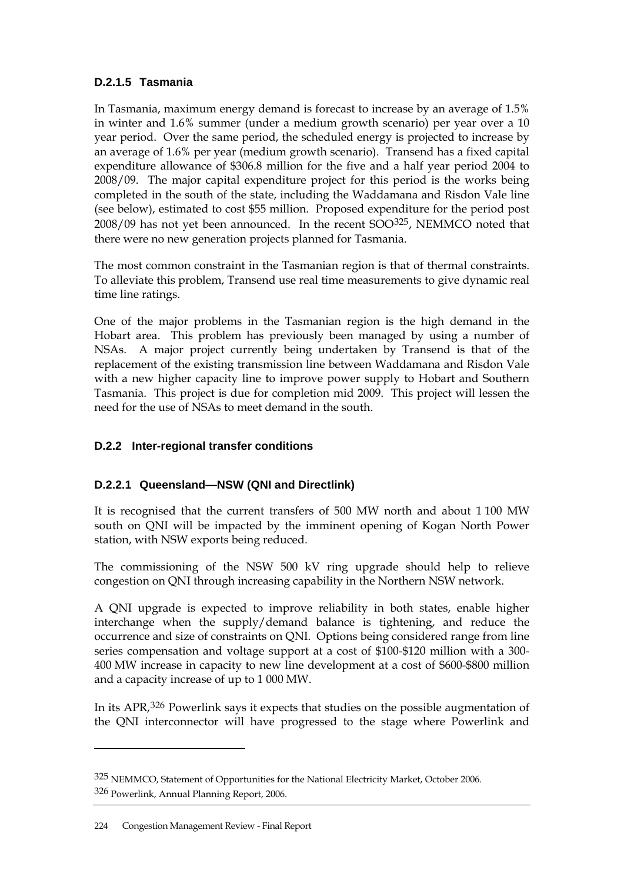#### D.2.1.5 Tasmania

In Tasmania, maximum energy demand is forecast to increase by an average of 1.5% in winter and 1.6% summer (under a medium growth scenario) per year over a 10 year period. Over the same period, the scheduled energy is projected to increase by an average of 1.6% per year (medium growth scenario). Transend has a fixed capital expenditure allowance of $306.8 million for the five and a half year period 2004 to 2008/09. The major capital expenditure project for this period is the works being completed in the south of the state, including the Waddamana and Risdon Vale line (see below), estimated to cost $55 million. Proposed expenditure for the period post 2008/09 has not yet been announced. In the recent SOO[325], NEMMCO noted that there were no new generation projects planned for Tasmania.

The most common constraint in the Tasmanian region is that of thermal constraints. To alleviate this problem, Transend use real time measurements to give dynamic real time line ratings.

One of the major problems in the Tasmanian region is the high demand in the Hobart area. This problem has previously been managed by using a number of NSAs. A major project currently being undertaken by Transend is that of the replacement of the existing transmission line between Waddamana and Risdon Vale with a new higher capacity line to improve power supply to Hobart and Southern Tasmania. This project is due for completion mid 2009. This project will lessen the need for the use of NSAs to meet demand in the south.

### D.2.2 Inter-regional transfer conditions

#### D.2.2.1 Queensland—NSW (QNI and Directlink)

It is recognised that the current transfers of 500 MW north and about 1 100 MW south on QNI will be impacted by the imminent opening of Kogan North Power station, with NSW exports being reduced.

The commissioning of the NSW 500 kV ring upgrade should help to relieve congestion on QNI through increasing capability in the Northern NSW network.

A QNI upgrade is expected to improve reliability in both states, enable higher interchange when the supply/demand balance is tightening, and reduce the occurrence and size of constraints on QNI. Options being considered range from line series compensation and voltage support at a cost of $100-$120 million with a 300-400 MW increase in capacity to new line development at a cost of $600-$800 million and a capacity increase of up to 1 000 MW.

In its APR,[326] Powerlink says it expects that studies on the possible augmentation of the QNI interconnector will have progressed to the stage where Powerlink and

---

[325] NEMMCO, Statement of Opportunities for the National Electricity Market, October 2006.

[326] Powerlink, Annual Planning Report, 2006.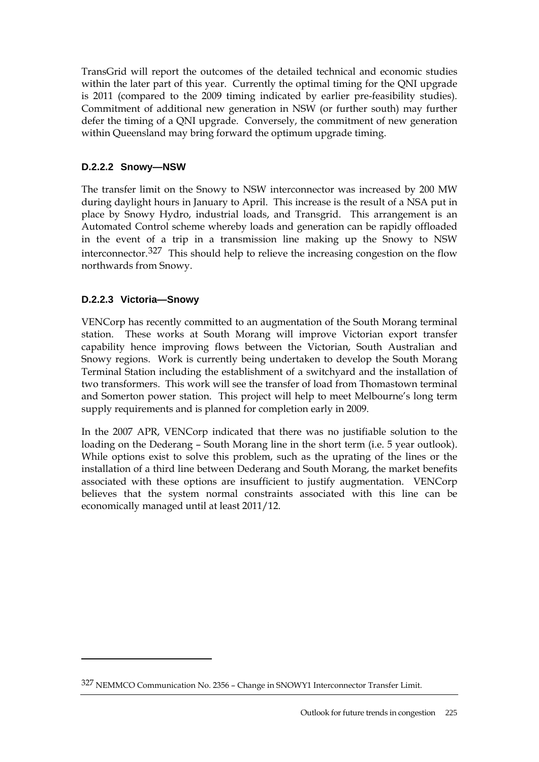TransGrid will report the outcomes of the detailed technical and economic studies within the later part of this year. Currently the optimal timing for the QNI upgrade is 2011 (compared to the 2009 timing indicated by earlier pre-feasibility studies). Commitment of additional new generation in NSW (or further south) may further defer the timing of a QNI upgrade. Conversely, the commitment of new generation within Queensland may bring forward the optimum upgrade timing.

#### D.2.2.2 Snowy—NSW

The transfer limit on the Snowy to NSW interconnector was increased by 200 MW during daylight hours in January to April. This increase is the result of a NSA put in place by Snowy Hydro, industrial loads, and Transgrid. This arrangement is an Automated Control scheme whereby loads and generation can be rapidly offloaded in the event of a trip in a transmission line making up the Snowy to NSW interconnector.[327] This should help to relieve the increasing congestion on the flow northwards from Snowy.

#### D.2.2.3 Victoria—Snowy

VENCorp has recently committed to an augmentation of the South Morang terminal station. These works at South Morang will improve Victorian export transfer capability hence improving flows between the Victorian, South Australian and Snowy regions. Work is currently being undertaken to develop the South Morang Terminal Station including the establishment of a switchyard and the installation of two transformers. This work will see the transfer of load from Thomastown terminal and Somerton power station. This project will help to meet Melbourne's long term supply requirements and is planned for completion early in 2009.

In the 2007 APR, VENCorp indicated that there was no justifiable solution to the loading on the Dederang – South Morang line in the short term (i.e. 5 year outlook). While options exist to solve this problem, such as the uprating of the lines or the installation of a third line between Dederang and South Morang, the market benefits associated with these options are insufficient to justify augmentation. VENCorp believes that the system normal constraints associated with this line can be economically managed until at least 2011/12.

---

[327] NEMMCO Communication No. 2356 – Change in SNOWY1 Interconnector Transfer Limit.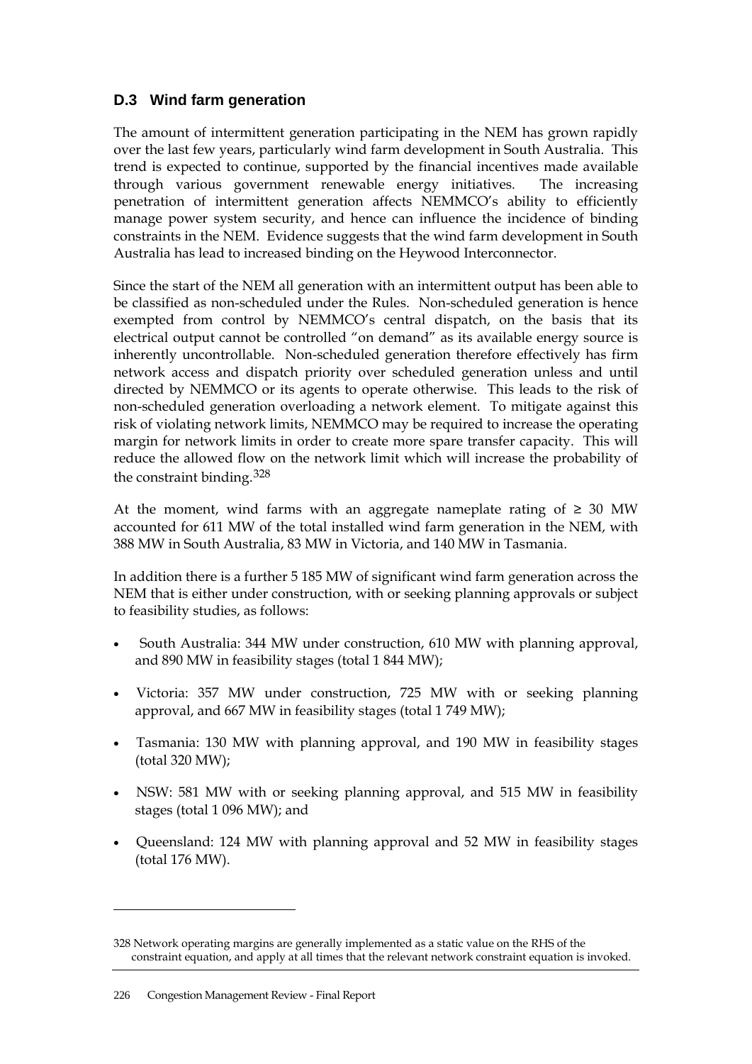## D.3 Wind farm generation

The amount of intermittent generation participating in the NEM has grown rapidly over the last few years, particularly wind farm development in South Australia. This trend is expected to continue, supported by the financial incentives made available through various government renewable energy initiatives. The increasing penetration of intermittent generation affects NEMMCO's ability to efficiently manage power system security, and hence can influence the incidence of binding constraints in the NEM. Evidence suggests that the wind farm development in South Australia has lead to increased binding on the Heywood Interconnector.

Since the start of the NEM all generation with an intermittent output has been able to be classified as non-scheduled under the Rules. Non-scheduled generation is hence exempted from control by NEMMCO's central dispatch, on the basis that its electrical output cannot be controlled "on demand" as its available energy source is inherently uncontrollable. Non-scheduled generation therefore effectively has firm network access and dispatch priority over scheduled generation unless and until directed by NEMMCO or its agents to operate otherwise. This leads to the risk of non-scheduled generation overloading a network element. To mitigate against this risk of violating network limits, NEMMCO may be required to increase the operating margin for network limits in order to create more spare transfer capacity. This will reduce the allowed flow on the network limit which will increase the probability of the constraint binding.[328]

At the moment, wind farms with an aggregate nameplate rating of ≥ 30 MW accounted for 611 MW of the total installed wind farm generation in the NEM, with 388 MW in South Australia, 83 MW in Victoria, and 140 MW in Tasmania.

In addition there is a further 5 185 MW of significant wind farm generation across the NEM that is either under construction, with or seeking planning approvals or subject to feasibility studies, as follows:

- South Australia: 344 MW under construction, 610 MW with planning approval, and 890 MW in feasibility stages (total 1 844 MW);
- Victoria: 357 MW under construction, 725 MW with or seeking planning approval, and 667 MW in feasibility stages (total 1 749 MW);
- Tasmania: 130 MW with planning approval, and 190 MW in feasibility stages (total 320 MW);
- NSW: 581 MW with or seeking planning approval, and 515 MW in feasibility stages (total 1 096 MW); and
- Queensland: 124 MW with planning approval and 52 MW in feasibility stages (total 176 MW).

---

328 Network operating margins are generally implemented as a static value on the RHS of the constraint equation, and apply at all times that the relevant network constraint equation is invoked.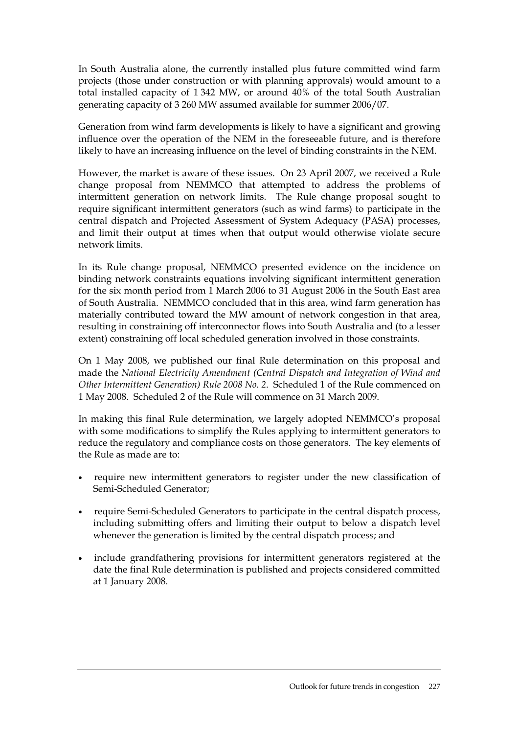In South Australia alone, the currently installed plus future committed wind farm projects (those under construction or with planning approvals) would amount to a total installed capacity of 1 342 MW, or around 40% of the total South Australian generating capacity of 3 260 MW assumed available for summer 2006/07.

Generation from wind farm developments is likely to have a significant and growing influence over the operation of the NEM in the foreseeable future, and is therefore likely to have an increasing influence on the level of binding constraints in the NEM.

However, the market is aware of these issues. On 23 April 2007, we received a Rule change proposal from NEMMCO that attempted to address the problems of intermittent generation on network limits. The Rule change proposal sought to require significant intermittent generators (such as wind farms) to participate in the central dispatch and Projected Assessment of System Adequacy (PASA) processes, and limit their output at times when that output would otherwise violate secure network limits.

In its Rule change proposal, NEMMCO presented evidence on the incidence on binding network constraints equations involving significant intermittent generation for the six month period from 1 March 2006 to 31 August 2006 in the South East area of South Australia. NEMMCO concluded that in this area, wind farm generation has materially contributed toward the MW amount of network congestion in that area, resulting in constraining off interconnector flows into South Australia and (to a lesser extent) constraining off local scheduled generation involved in those constraints.

On 1 May 2008, we published our final Rule determination on this proposal and made the *National Electricity Amendment (Central Dispatch and Integration of Wind and Other Intermittent Generation) Rule 2008 No. 2*. Scheduled 1 of the Rule commenced on 1 May 2008. Scheduled 2 of the Rule will commence on 31 March 2009.

In making this final Rule determination, we largely adopted NEMMCO's proposal with some modifications to simplify the Rules applying to intermittent generators to reduce the regulatory and compliance costs on those generators. The key elements of the Rule as made are to:

- require new intermittent generators to register under the new classification of Semi-Scheduled Generator;
- require Semi-Scheduled Generators to participate in the central dispatch process, including submitting offers and limiting their output to below a dispatch level whenever the generation is limited by the central dispatch process; and
- include grandfathering provisions for intermittent generators registered at the date the final Rule determination is published and projects considered committed at 1 January 2008.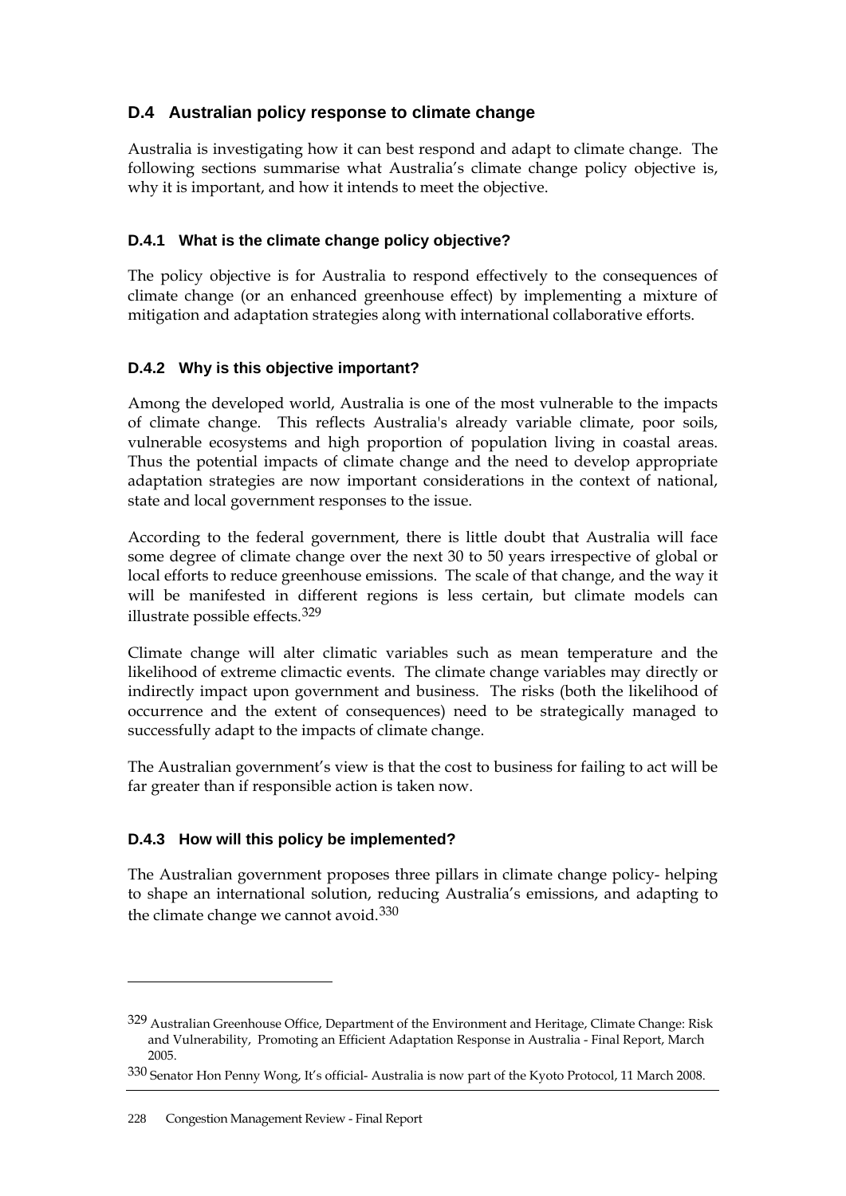## D.4 Australian policy response to climate change

Australia is investigating how it can best respond and adapt to climate change. The following sections summarise what Australia's climate change policy objective is, why it is important, and how it intends to meet the objective.

### D.4.1 What is the climate change policy objective?

The policy objective is for Australia to respond effectively to the consequences of climate change (or an enhanced greenhouse effect) by implementing a mixture of mitigation and adaptation strategies along with international collaborative efforts.

### D.4.2 Why is this objective important?

Among the developed world, Australia is one of the most vulnerable to the impacts of climate change. This reflects Australia's already variable climate, poor soils, vulnerable ecosystems and high proportion of population living in coastal areas. Thus the potential impacts of climate change and the need to develop appropriate adaptation strategies are now important considerations in the context of national, state and local government responses to the issue.

According to the federal government, there is little doubt that Australia will face some degree of climate change over the next 30 to 50 years irrespective of global or local efforts to reduce greenhouse emissions. The scale of that change, and the way it will be manifested in different regions is less certain, but climate models can illustrate possible effects.[329]

Climate change will alter climatic variables such as mean temperature and the likelihood of extreme climactic events. The climate change variables may directly or indirectly impact upon government and business. The risks (both the likelihood of occurrence and the extent of consequences) need to be strategically managed to successfully adapt to the impacts of climate change.

The Australian government's view is that the cost to business for failing to act will be far greater than if responsible action is taken now.

### D.4.3 How will this policy be implemented?

The Australian government proposes three pillars in climate change policy- helping to shape an international solution, reducing Australia's emissions, and adapting to the climate change we cannot avoid.[330]

---

[329] Australian Greenhouse Office, Department of the Environment and Heritage, Climate Change: Risk and Vulnerability, Promoting an Efficient Adaptation Response in Australia - Final Report, March 2005.

[330] Senator Hon Penny Wong, It's official- Australia is now part of the Kyoto Protocol, 11 March 2008.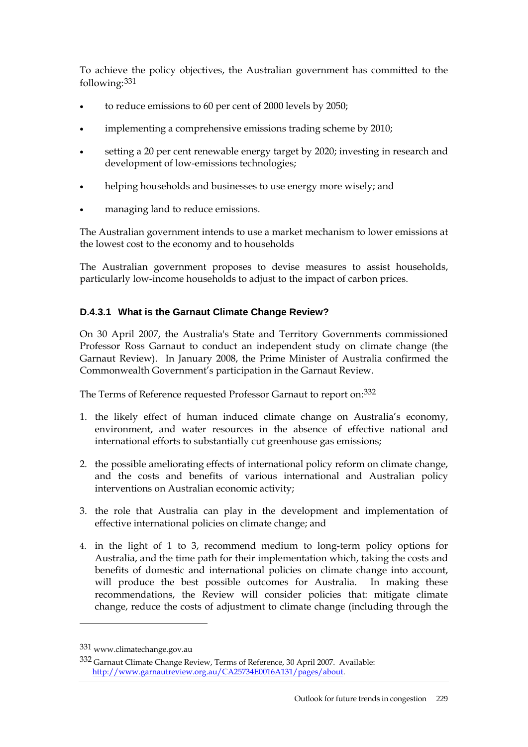To achieve the policy objectives, the Australian government has committed to the following:[331]

- to reduce emissions to 60 per cent of 2000 levels by 2050;
- implementing a comprehensive emissions trading scheme by 2010;
- setting a 20 per cent renewable energy target by 2020; investing in research and development of low-emissions technologies;
- helping households and businesses to use energy more wisely; and
- managing land to reduce emissions.

The Australian government intends to use a market mechanism to lower emissions at the lowest cost to the economy and to households

The Australian government proposes to devise measures to assist households, particularly low-income households to adjust to the impact of carbon prices.

#### D.4.3.1 What is the Garnaut Climate Change Review?

On 30 April 2007, the Australia's State and Territory Governments commissioned Professor Ross Garnaut to conduct an independent study on climate change (the Garnaut Review). In January 2008, the Prime Minister of Australia confirmed the Commonwealth Government's participation in the Garnaut Review.

The Terms of Reference requested Professor Garnaut to report on:[332]

1. the likely effect of human induced climate change on Australia's economy, environment, and water resources in the absence of effective national and international efforts to substantially cut greenhouse gas emissions;
2. the possible ameliorating effects of international policy reform on climate change, and the costs and benefits of various international and Australian policy interventions on Australian economic activity;
3. the role that Australia can play in the development and implementation of effective international policies on climate change; and
4. in the light of 1 to 3, recommend medium to long-term policy options for Australia, and the time path for their implementation which, taking the costs and benefits of domestic and international policies on climate change into account, will produce the best possible outcomes for Australia. In making these recommendations, the Review will consider policies that: mitigate climate change, reduce the costs of adjustment to climate change (including through the

---

[331] www.climatechange.gov.au

[332] Garnaut Climate Change Review, Terms of Reference, 30 April 2007. Available: http://www.garnautreview.org.au/CA25734E0016A131/pages/about.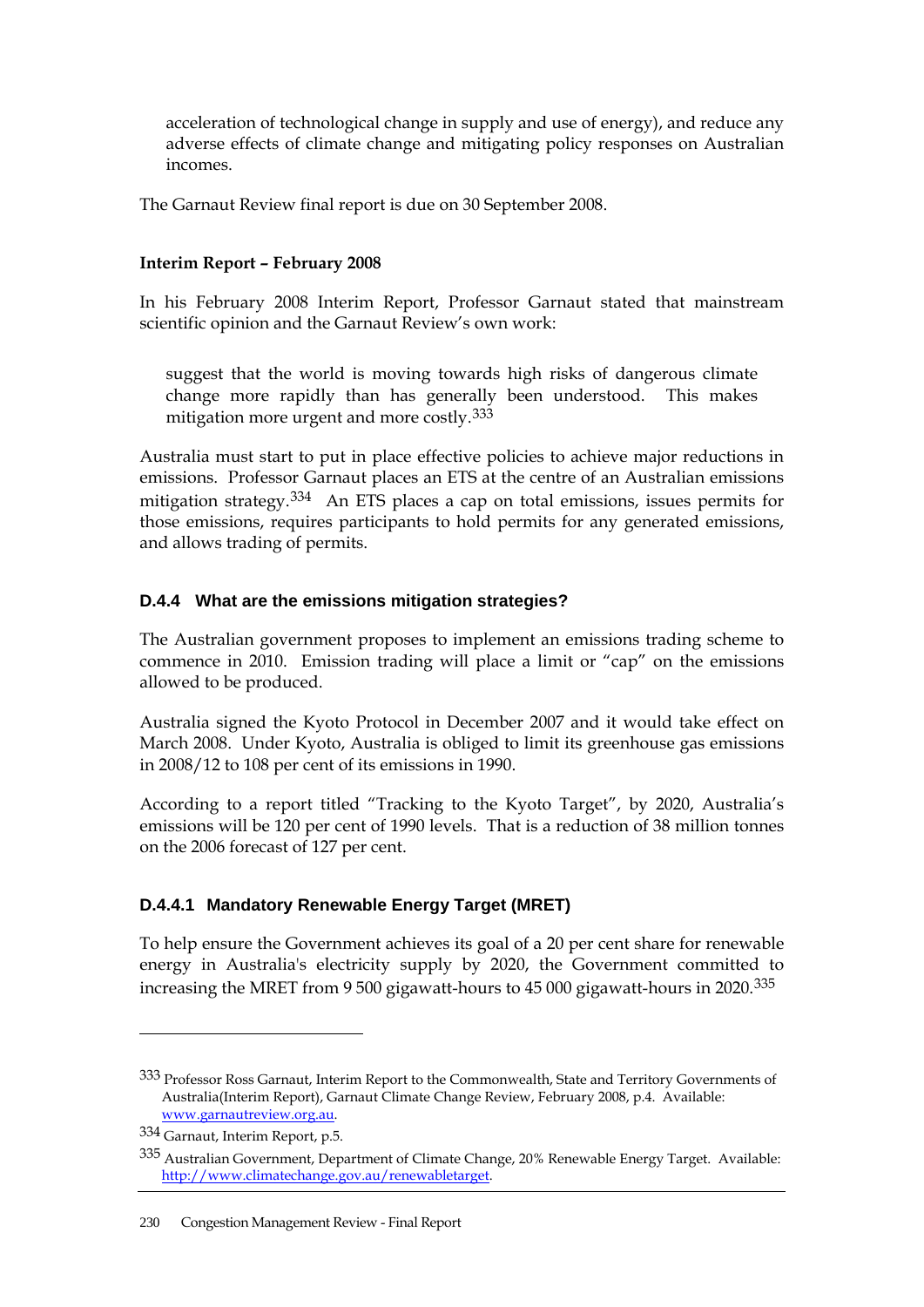acceleration of technological change in supply and use of energy), and reduce any adverse effects of climate change and mitigating policy responses on Australian incomes.

The Garnaut Review final report is due on 30 September 2008.

**Interim Report – February 2008**

In his February 2008 Interim Report, Professor Garnaut stated that mainstream scientific opinion and the Garnaut Review's own work:

> suggest that the world is moving towards high risks of dangerous climate change more rapidly than has generally been understood. This makes mitigation more urgent and more costly.[333]

Australia must start to put in place effective policies to achieve major reductions in emissions. Professor Garnaut places an ETS at the centre of an Australian emissions mitigation strategy.[334] An ETS places a cap on total emissions, issues permits for those emissions, requires participants to hold permits for any generated emissions, and allows trading of permits.

### D.4.4 What are the emissions mitigation strategies?

The Australian government proposes to implement an emissions trading scheme to commence in 2010. Emission trading will place a limit or "cap" on the emissions allowed to be produced.

Australia signed the Kyoto Protocol in December 2007 and it would take effect on March 2008. Under Kyoto, Australia is obliged to limit its greenhouse gas emissions in 2008/12 to 108 per cent of its emissions in 1990.

According to a report titled "Tracking to the Kyoto Target", by 2020, Australia's emissions will be 120 per cent of 1990 levels. That is a reduction of 38 million tonnes on the 2006 forecast of 127 per cent.

#### D.4.4.1 Mandatory Renewable Energy Target (MRET)

To help ensure the Government achieves its goal of a 20 per cent share for renewable energy in Australia's electricity supply by 2020, the Government committed to increasing the MRET from 9 500 gigawatt-hours to 45 000 gigawatt-hours in 2020.[335]

---

[333] Professor Ross Garnaut, Interim Report to the Commonwealth, State and Territory Governments of Australia(Interim Report), Garnaut Climate Change Review, February 2008, p.4. Available: www.garnautreview.org.au.

[334] Garnaut, Interim Report, p.5.

[335] Australian Government, Department of Climate Change, 20% Renewable Energy Target. Available: http://www.climatechange.gov.au/renewabletarget.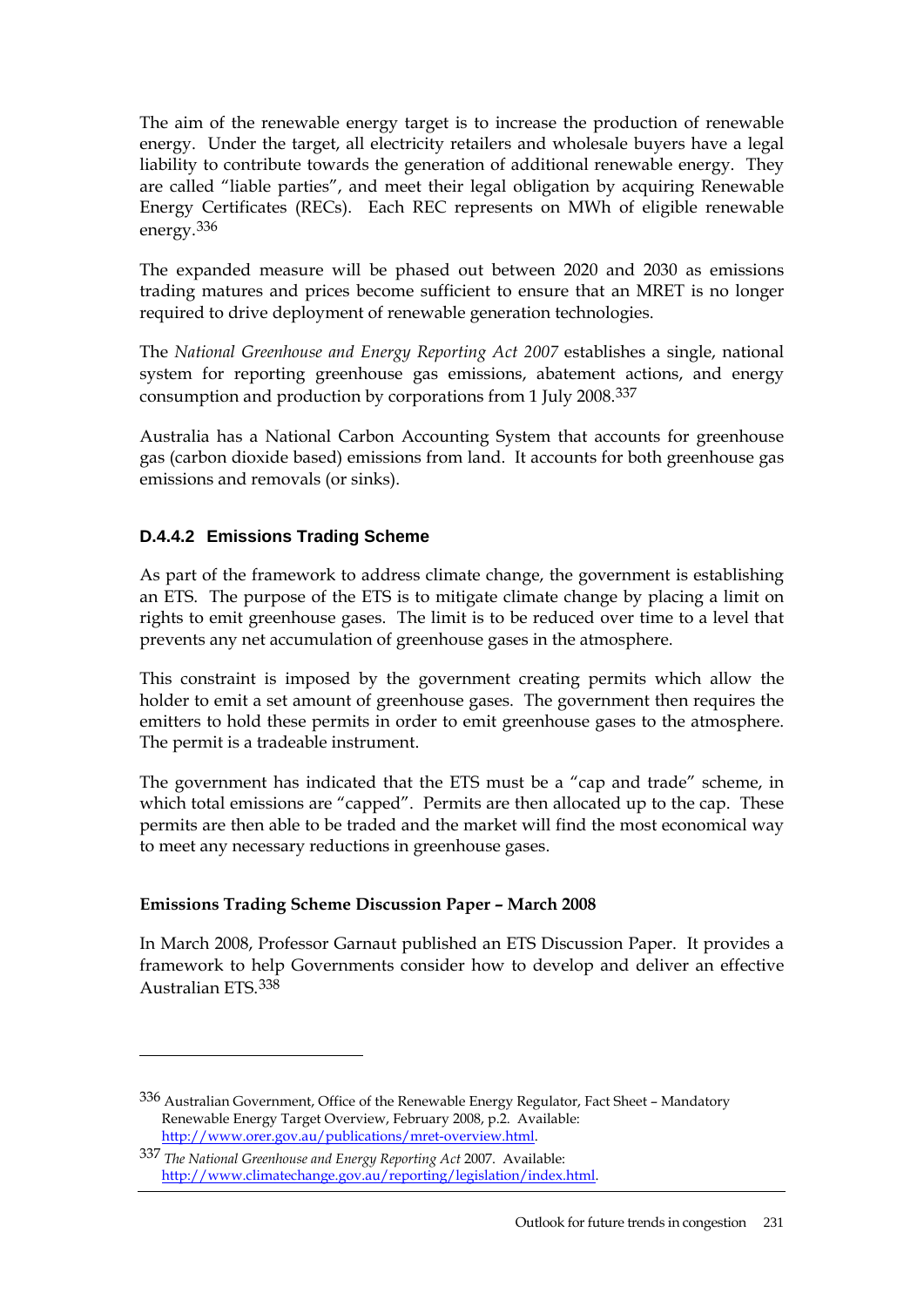The aim of the renewable energy target is to increase the production of renewable energy. Under the target, all electricity retailers and wholesale buyers have a legal liability to contribute towards the generation of additional renewable energy. They are called "liable parties", and meet their legal obligation by acquiring Renewable Energy Certificates (RECs). Each REC represents on MWh of eligible renewable energy.[336]

The expanded measure will be phased out between 2020 and 2030 as emissions trading matures and prices become sufficient to ensure that an MRET is no longer required to drive deployment of renewable generation technologies.

The *National Greenhouse and Energy Reporting Act 2007* establishes a single, national system for reporting greenhouse gas emissions, abatement actions, and energy consumption and production by corporations from 1 July 2008.[337]

Australia has a National Carbon Accounting System that accounts for greenhouse gas (carbon dioxide based) emissions from land. It accounts for both greenhouse gas emissions and removals (or sinks).

### D.4.4.2 Emissions Trading Scheme

As part of the framework to address climate change, the government is establishing an ETS. The purpose of the ETS is to mitigate climate change by placing a limit on rights to emit greenhouse gases. The limit is to be reduced over time to a level that prevents any net accumulation of greenhouse gases in the atmosphere.

This constraint is imposed by the government creating permits which allow the holder to emit a set amount of greenhouse gases. The government then requires the emitters to hold these permits in order to emit greenhouse gases to the atmosphere. The permit is a tradeable instrument.

The government has indicated that the ETS must be a "cap and trade" scheme, in which total emissions are "capped". Permits are then allocated up to the cap. These permits are then able to be traded and the market will find the most economical way to meet any necessary reductions in greenhouse gases.

**Emissions Trading Scheme Discussion Paper – March 2008**

In March 2008, Professor Garnaut published an ETS Discussion Paper. It provides a framework to help Governments consider how to develop and deliver an effective Australian ETS.[338]

---

[336] Australian Government, Office of the Renewable Energy Regulator, Fact Sheet – Mandatory Renewable Energy Target Overview, February 2008, p.2. Available: http://www.orer.gov.au/publications/mret-overview.html.

[337] *The National Greenhouse and Energy Reporting Act* 2007. Available: http://www.climatechange.gov.au/reporting/legislation/index.html.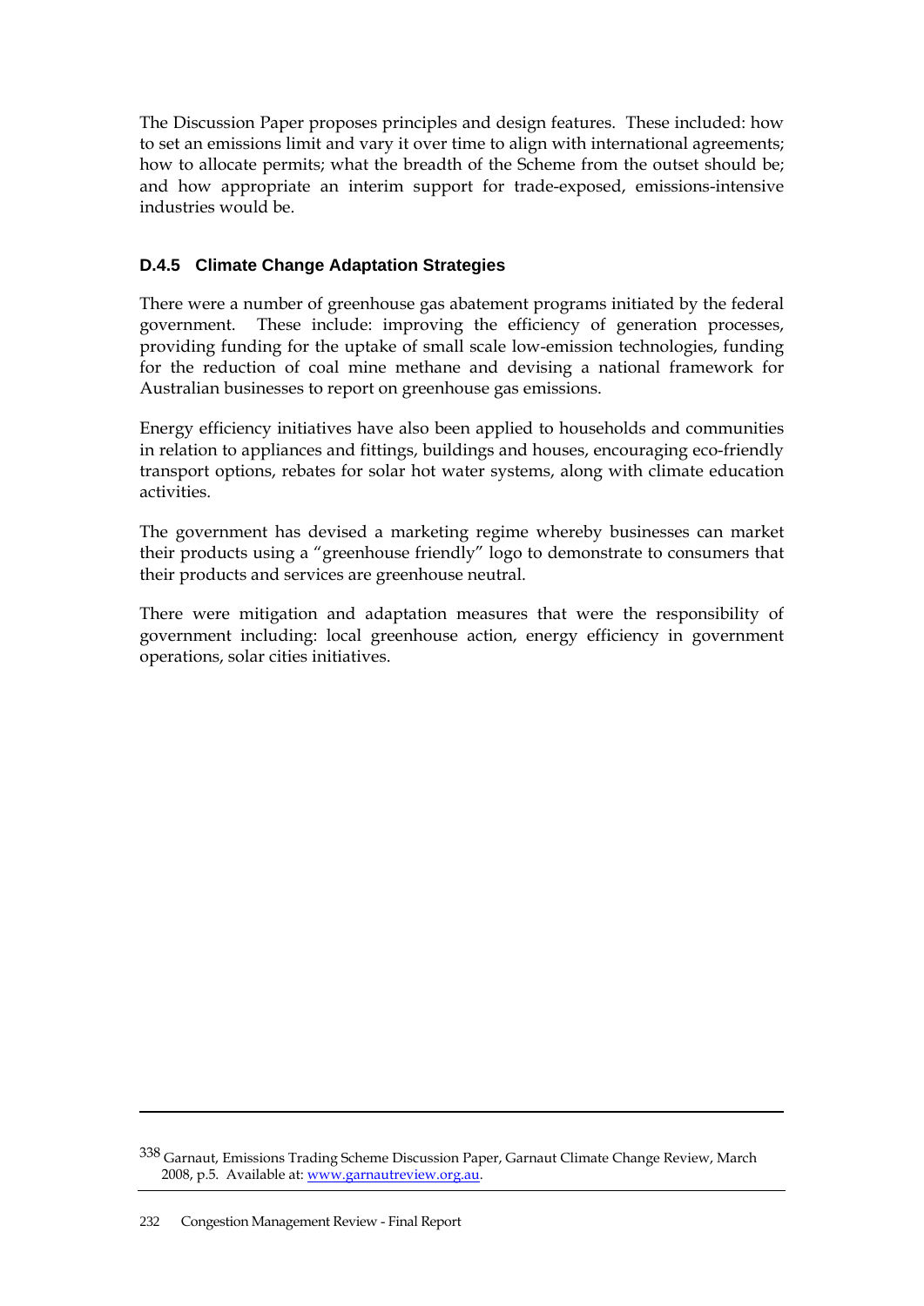The Discussion Paper proposes principles and design features. These included: how to set an emissions limit and vary it over time to align with international agreements; how to allocate permits; what the breadth of the Scheme from the outset should be; and how appropriate an interim support for trade-exposed, emissions-intensive industries would be.

### D.4.5 Climate Change Adaptation Strategies

There were a number of greenhouse gas abatement programs initiated by the federal government. These include: improving the efficiency of generation processes, providing funding for the uptake of small scale low-emission technologies, funding for the reduction of coal mine methane and devising a national framework for Australian businesses to report on greenhouse gas emissions.

Energy efficiency initiatives have also been applied to households and communities in relation to appliances and fittings, buildings and houses, encouraging eco-friendly transport options, rebates for solar hot water systems, along with climate education activities.

The government has devised a marketing regime whereby businesses can market their products using a "greenhouse friendly" logo to demonstrate to consumers that their products and services are greenhouse neutral.

There were mitigation and adaptation measures that were the responsibility of government including: local greenhouse action, energy efficiency in government operations, solar cities initiatives.

---

[338] Garnaut, Emissions Trading Scheme Discussion Paper, Garnaut Climate Change Review, March 2008, p.5. Available at: www.garnautreview.org.au.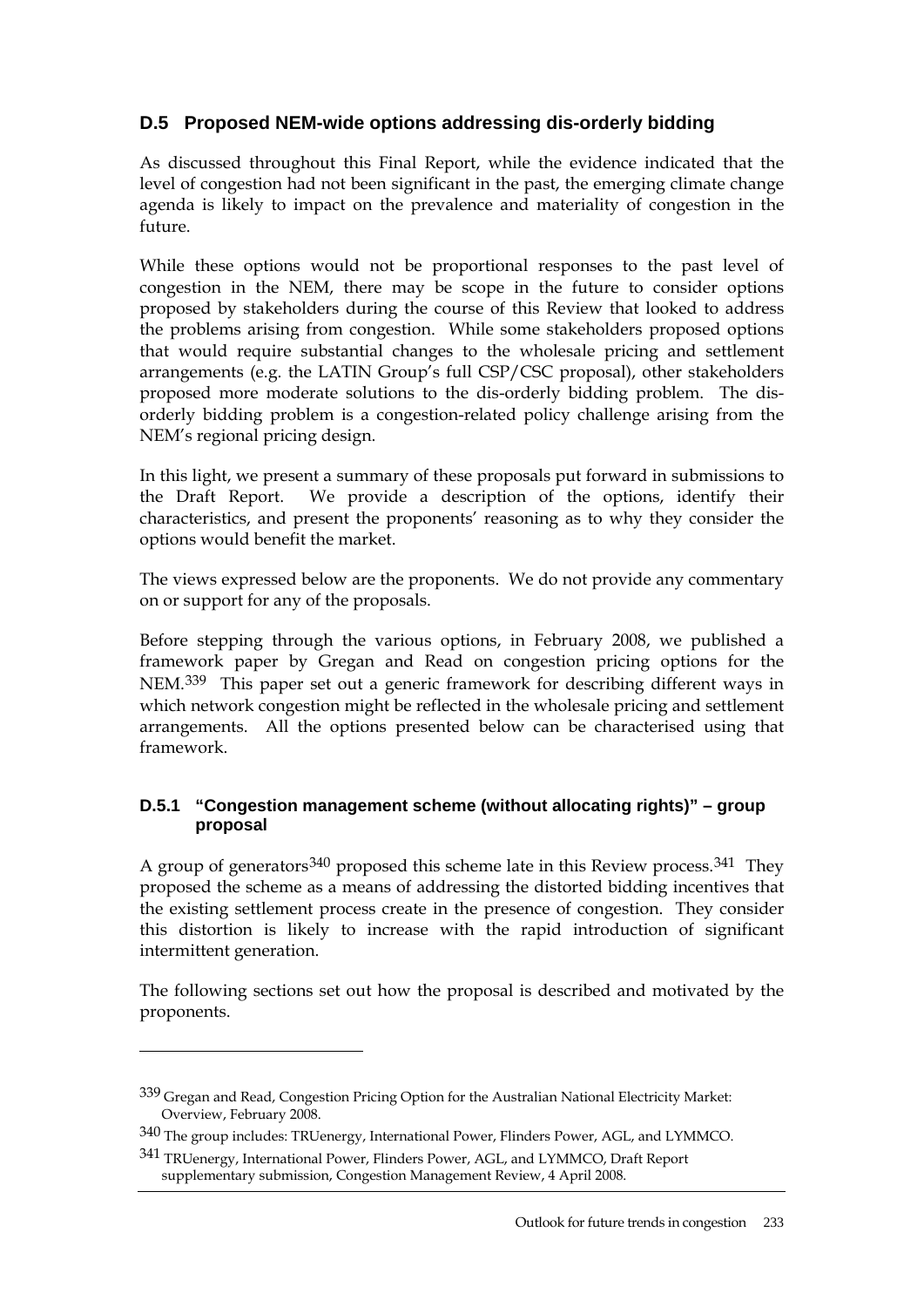## D.5 Proposed NEM-wide options addressing dis-orderly bidding

As discussed throughout this Final Report, while the evidence indicated that the level of congestion had not been significant in the past, the emerging climate change agenda is likely to impact on the prevalence and materiality of congestion in the future.

While these options would not be proportional responses to the past level of congestion in the NEM, there may be scope in the future to consider options proposed by stakeholders during the course of this Review that looked to address the problems arising from congestion. While some stakeholders proposed options that would require substantial changes to the wholesale pricing and settlement arrangements (e.g. the LATIN Group's full CSP/CSC proposal), other stakeholders proposed more moderate solutions to the dis-orderly bidding problem. The dis-orderly bidding problem is a congestion-related policy challenge arising from the NEM's regional pricing design.

In this light, we present a summary of these proposals put forward in submissions to the Draft Report. We provide a description of the options, identify their characteristics, and present the proponents' reasoning as to why they consider the options would benefit the market.

The views expressed below are the proponents. We do not provide any commentary on or support for any of the proposals.

Before stepping through the various options, in February 2008, we published a framework paper by Gregan and Read on congestion pricing options for the NEM.[339] This paper set out a generic framework for describing different ways in which network congestion might be reflected in the wholesale pricing and settlement arrangements. All the options presented below can be characterised using that framework.

### D.5.1 "Congestion management scheme (without allocating rights)" – group proposal

A group of generators[340] proposed this scheme late in this Review process.[341] They proposed the scheme as a means of addressing the distorted bidding incentives that the existing settlement process create in the presence of congestion. They consider this distortion is likely to increase with the rapid introduction of significant intermittent generation.

The following sections set out how the proposal is described and motivated by the proponents.

---

[339] Gregan and Read, Congestion Pricing Option for the Australian National Electricity Market: Overview, February 2008.

[340] The group includes: TRUenergy, International Power, Flinders Power, AGL, and LYMMCO.

[341] TRUenergy, International Power, Flinders Power, AGL, and LYMMCO, Draft Report supplementary submission, Congestion Management Review, 4 April 2008.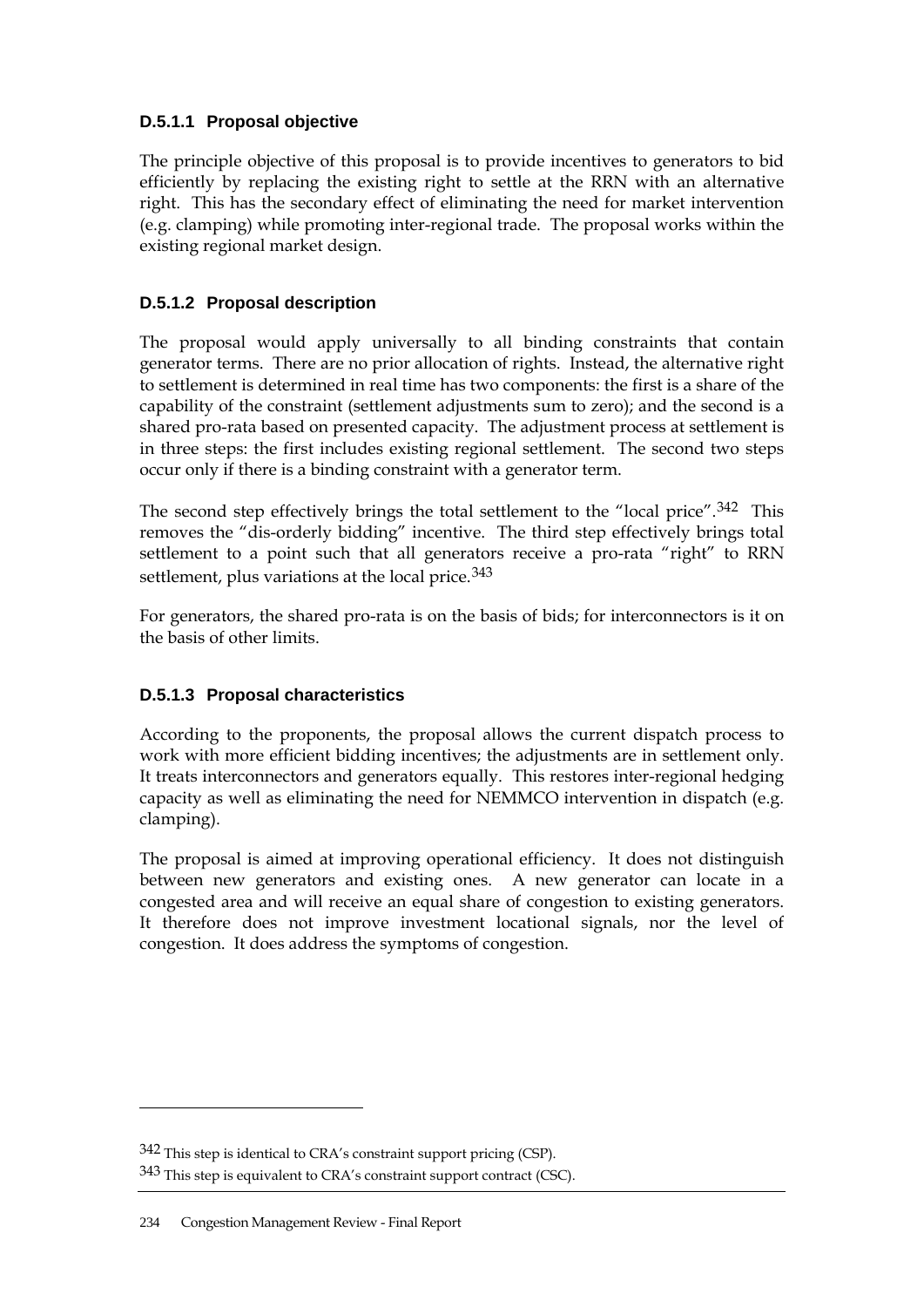#### D.5.1.1 Proposal objective

The principle objective of this proposal is to provide incentives to generators to bid efficiently by replacing the existing right to settle at the RRN with an alternative right. This has the secondary effect of eliminating the need for market intervention (e.g. clamping) while promoting inter-regional trade. The proposal works within the existing regional market design.

#### D.5.1.2 Proposal description

The proposal would apply universally to all binding constraints that contain generator terms. There are no prior allocation of rights. Instead, the alternative right to settlement is determined in real time has two components: the first is a share of the capability of the constraint (settlement adjustments sum to zero); and the second is a shared pro-rata based on presented capacity. The adjustment process at settlement is in three steps: the first includes existing regional settlement. The second two steps occur only if there is a binding constraint with a generator term.

The second step effectively brings the total settlement to the "local price".[342] This removes the "dis-orderly bidding" incentive. The third step effectively brings total settlement to a point such that all generators receive a pro-rata "right" to RRN settlement, plus variations at the local price.[343]

For generators, the shared pro-rata is on the basis of bids; for interconnectors is it on the basis of other limits.

#### D.5.1.3 Proposal characteristics

According to the proponents, the proposal allows the current dispatch process to work with more efficient bidding incentives; the adjustments are in settlement only. It treats interconnectors and generators equally. This restores inter-regional hedging capacity as well as eliminating the need for NEMMCO intervention in dispatch (e.g. clamping).

The proposal is aimed at improving operational efficiency. It does not distinguish between new generators and existing ones. A new generator can locate in a congested area and will receive an equal share of congestion to existing generators. It therefore does not improve investment locational signals, nor the level of congestion. It does address the symptoms of congestion.

---

[342] This step is identical to CRA's constraint support pricing (CSP).

[343] This step is equivalent to CRA's constraint support contract (CSC).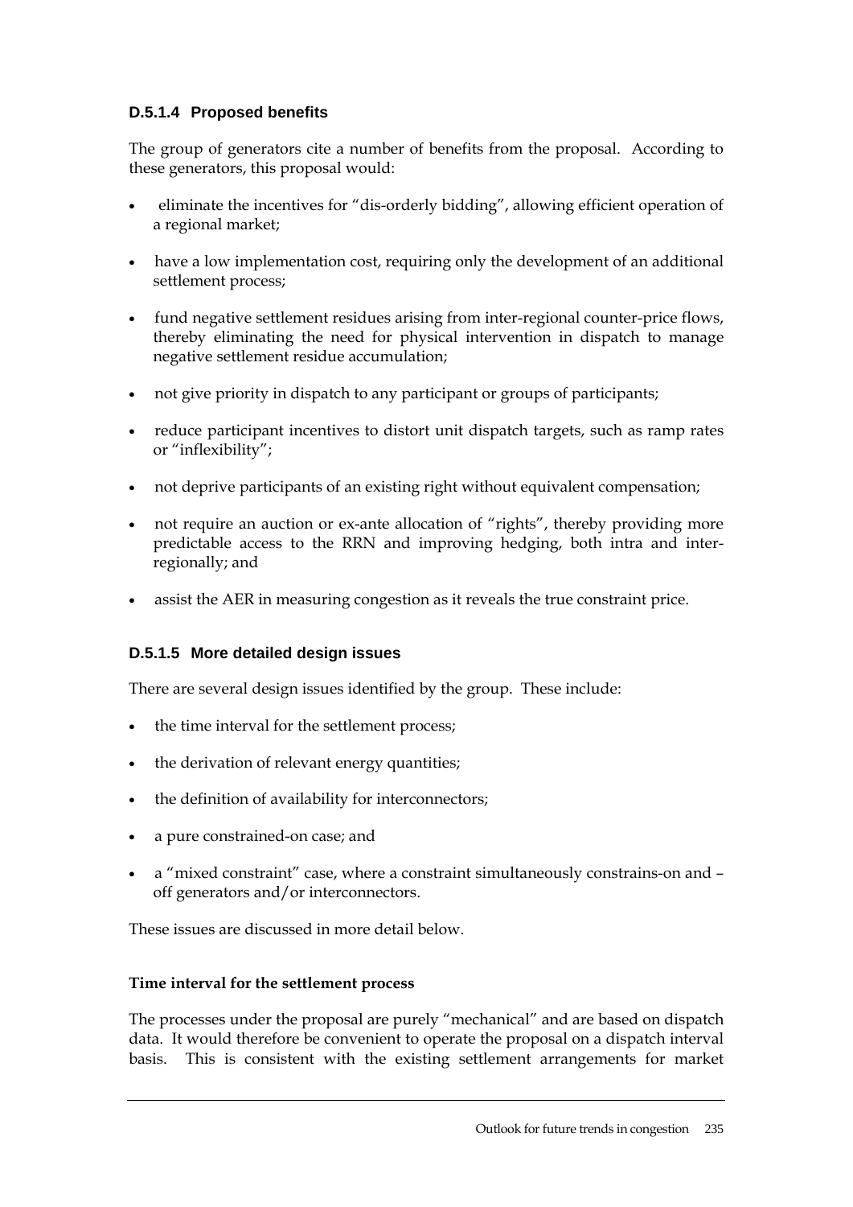### D.5.1.4 Proposed benefits

The group of generators cite a number of benefits from the proposal. According to these generators, this proposal would:

- eliminate the incentives for "dis-orderly bidding", allowing efficient operation of a regional market;
- have a low implementation cost, requiring only the development of an additional settlement process;
- fund negative settlement residues arising from inter-regional counter-price flows, thereby eliminating the need for physical intervention in dispatch to manage negative settlement residue accumulation;
- not give priority in dispatch to any participant or groups of participants;
- reduce participant incentives to distort unit dispatch targets, such as ramp rates or "inflexibility";
- not deprive participants of an existing right without equivalent compensation;
- not require an auction or ex-ante allocation of "rights", thereby providing more predictable access to the RRN and improving hedging, both intra and inter-regionally; and
- assist the AER in measuring congestion as it reveals the true constraint price.

### D.5.1.5 More detailed design issues

There are several design issues identified by the group. These include:

- the time interval for the settlement process;
- the derivation of relevant energy quantities;
- the definition of availability for interconnectors;
- a pure constrained-on case; and
- a "mixed constraint" case, where a constraint simultaneously constrains-on and – off generators and/or interconnectors.

These issues are discussed in more detail below.

**Time interval for the settlement process**

The processes under the proposal are purely "mechanical" and are based on dispatch data. It would therefore be convenient to operate the proposal on a dispatch interval basis. This is consistent with the existing settlement arrangements for market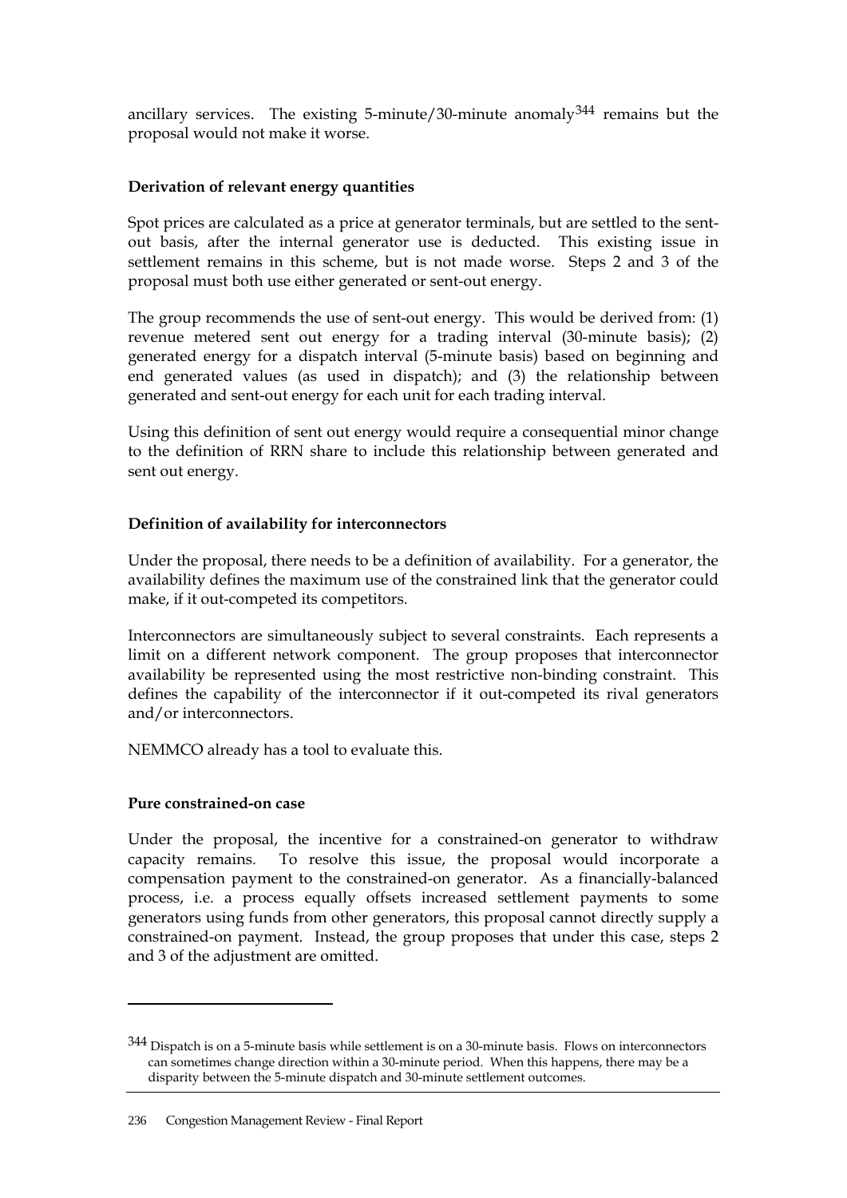ancillary services. The existing 5-minute/30-minute anomaly[344] remains but the proposal would not make it worse.

**Derivation of relevant energy quantities**

Spot prices are calculated as a price at generator terminals, but are settled to the sent-out basis, after the internal generator use is deducted. This existing issue in settlement remains in this scheme, but is not made worse. Steps 2 and 3 of the proposal must both use either generated or sent-out energy.

The group recommends the use of sent-out energy. This would be derived from: (1) revenue metered sent out energy for a trading interval (30-minute basis); (2) generated energy for a dispatch interval (5-minute basis) based on beginning and end generated values (as used in dispatch); and (3) the relationship between generated and sent-out energy for each unit for each trading interval.

Using this definition of sent out energy would require a consequential minor change to the definition of RRN share to include this relationship between generated and sent out energy.

**Definition of availability for interconnectors**

Under the proposal, there needs to be a definition of availability. For a generator, the availability defines the maximum use of the constrained link that the generator could make, if it out-competed its competitors.

Interconnectors are simultaneously subject to several constraints. Each represents a limit on a different network component. The group proposes that interconnector availability be represented using the most restrictive non-binding constraint. This defines the capability of the interconnector if it out-competed its rival generators and/or interconnectors.

NEMMCO already has a tool to evaluate this.

**Pure constrained-on case**

Under the proposal, the incentive for a constrained-on generator to withdraw capacity remains. To resolve this issue, the proposal would incorporate a compensation payment to the constrained-on generator. As a financially-balanced process, i.e. a process equally offsets increased settlement payments to some generators using funds from other generators, this proposal cannot directly supply a constrained-on payment. Instead, the group proposes that under this case, steps 2 and 3 of the adjustment are omitted.

---

[344] Dispatch is on a 5-minute basis while settlement is on a 30-minute basis. Flows on interconnectors can sometimes change direction within a 30-minute period. When this happens, there may be a disparity between the 5-minute dispatch and 30-minute settlement outcomes.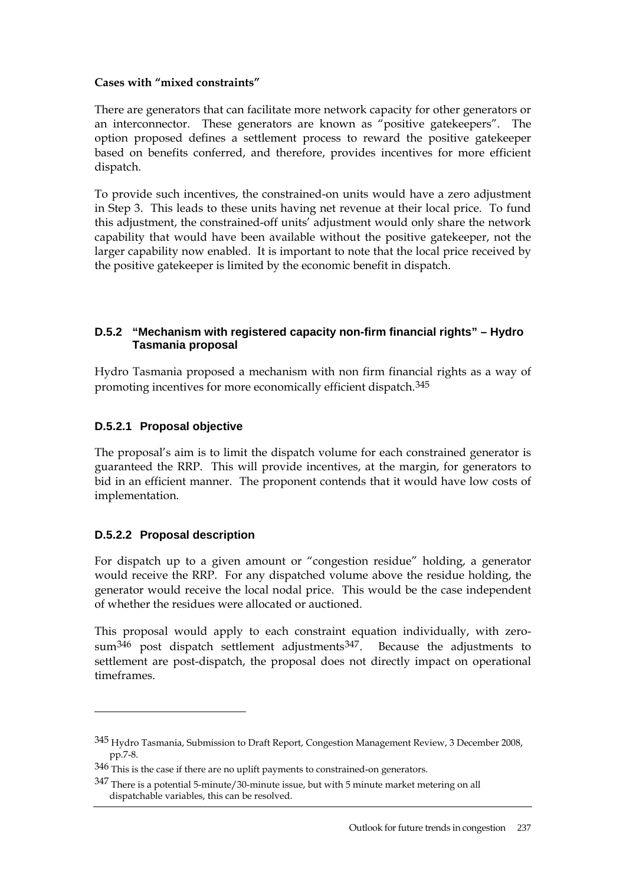**Cases with "mixed constraints"**

There are generators that can facilitate more network capacity for other generators or an interconnector. These generators are known as "positive gatekeepers". The option proposed defines a settlement process to reward the positive gatekeeper based on benefits conferred, and therefore, provides incentives for more efficient dispatch.

To provide such incentives, the constrained-on units would have a zero adjustment in Step 3. This leads to these units having net revenue at their local price. To fund this adjustment, the constrained-off units' adjustment would only share the network capability that would have been available without the positive gatekeeper, not the larger capability now enabled. It is important to note that the local price received by the positive gatekeeper is limited by the economic benefit in dispatch.

### D.5.2 "Mechanism with registered capacity non-firm financial rights" – Hydro Tasmania proposal

Hydro Tasmania proposed a mechanism with non firm financial rights as a way of promoting incentives for more economically efficient dispatch.[345]

#### D.5.2.1 Proposal objective

The proposal's aim is to limit the dispatch volume for each constrained generator is guaranteed the RRP. This will provide incentives, at the margin, for generators to bid in an efficient manner. The proponent contends that it would have low costs of implementation.

#### D.5.2.2 Proposal description

For dispatch up to a given amount or "congestion residue" holding, a generator would receive the RRP. For any dispatched volume above the residue holding, the generator would receive the local nodal price. This would be the case independent of whether the residues were allocated or auctioned.

This proposal would apply to each constraint equation individually, with zero-sum[346] post dispatch settlement adjustments[347]. Because the adjustments to settlement are post-dispatch, the proposal does not directly impact on operational timeframes.

---

[345] Hydro Tasmania, Submission to Draft Report, Congestion Management Review, 3 December 2008, pp.7-8.

[346] This is the case if there are no uplift payments to constrained-on generators.

[347] There is a potential 5-minute/30-minute issue, but with 5 minute market metering on all dispatchable variables, this can be resolved.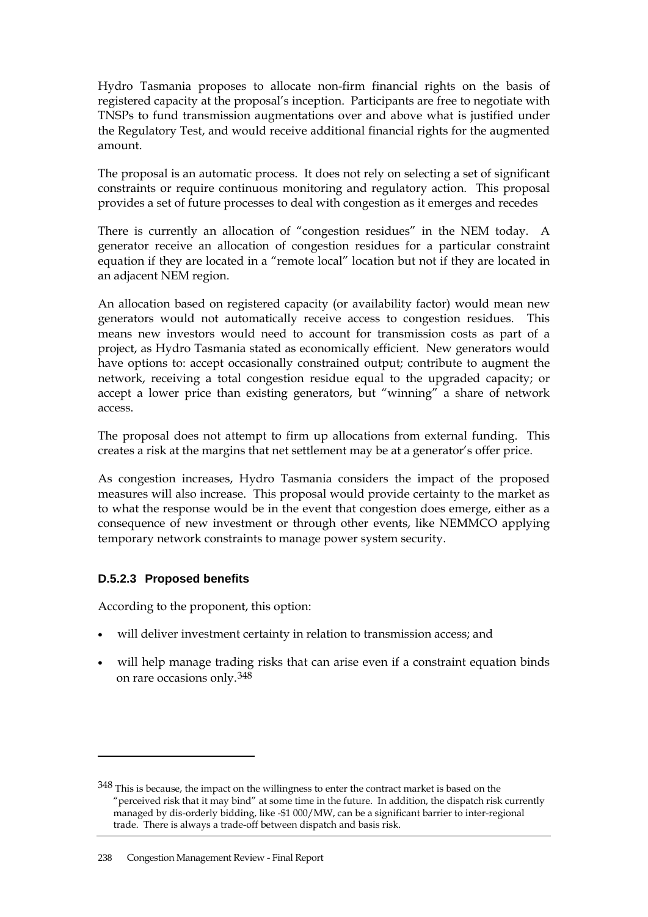Hydro Tasmania proposes to allocate non-firm financial rights on the basis of registered capacity at the proposal's inception. Participants are free to negotiate with TNSPs to fund transmission augmentations over and above what is justified under the Regulatory Test, and would receive additional financial rights for the augmented amount.

The proposal is an automatic process. It does not rely on selecting a set of significant constraints or require continuous monitoring and regulatory action. This proposal provides a set of future processes to deal with congestion as it emerges and recedes

There is currently an allocation of "congestion residues" in the NEM today. A generator receive an allocation of congestion residues for a particular constraint equation if they are located in a "remote local" location but not if they are located in an adjacent NEM region.

An allocation based on registered capacity (or availability factor) would mean new generators would not automatically receive access to congestion residues. This means new investors would need to account for transmission costs as part of a project, as Hydro Tasmania stated as economically efficient. New generators would have options to: accept occasionally constrained output; contribute to augment the network, receiving a total congestion residue equal to the upgraded capacity; or accept a lower price than existing generators, but "winning" a share of network access.

The proposal does not attempt to firm up allocations from external funding. This creates a risk at the margins that net settlement may be at a generator's offer price.

As congestion increases, Hydro Tasmania considers the impact of the proposed measures will also increase. This proposal would provide certainty to the market as to what the response would be in the event that congestion does emerge, either as a consequence of new investment or through other events, like NEMMCO applying temporary network constraints to manage power system security.

### D.5.2.3 Proposed benefits

According to the proponent, this option:

- will deliver investment certainty in relation to transmission access; and
- will help manage trading risks that can arise even if a constraint equation binds on rare occasions only.[348]

---

[348] This is because, the impact on the willingness to enter the contract market is based on the "perceived risk that it may bind" at some time in the future. In addition, the dispatch risk currently managed by dis-orderly bidding, like -$1 000/MW, can be a significant barrier to inter-regional trade. There is always a trade-off between dispatch and basis risk.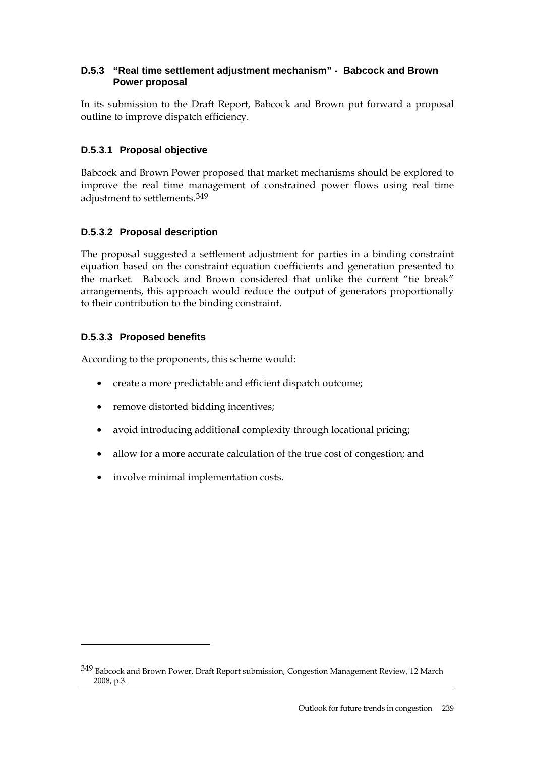### D.5.3 "Real time settlement adjustment mechanism" - Babcock and Brown Power proposal

In its submission to the Draft Report, Babcock and Brown put forward a proposal outline to improve dispatch efficiency.

#### D.5.3.1 Proposal objective

Babcock and Brown Power proposed that market mechanisms should be explored to improve the real time management of constrained power flows using real time adjustment to settlements.[349]

#### D.5.3.2 Proposal description

The proposal suggested a settlement adjustment for parties in a binding constraint equation based on the constraint equation coefficients and generation presented to the market. Babcock and Brown considered that unlike the current "tie break" arrangements, this approach would reduce the output of generators proportionally to their contribution to the binding constraint.

#### D.5.3.3 Proposed benefits

According to the proponents, this scheme would:

- create a more predictable and efficient dispatch outcome;
- remove distorted bidding incentives;
- avoid introducing additional complexity through locational pricing;
- allow for a more accurate calculation of the true cost of congestion; and
- involve minimal implementation costs.

---

[349] Babcock and Brown Power, Draft Report submission, Congestion Management Review, 12 March 2008, p.3.